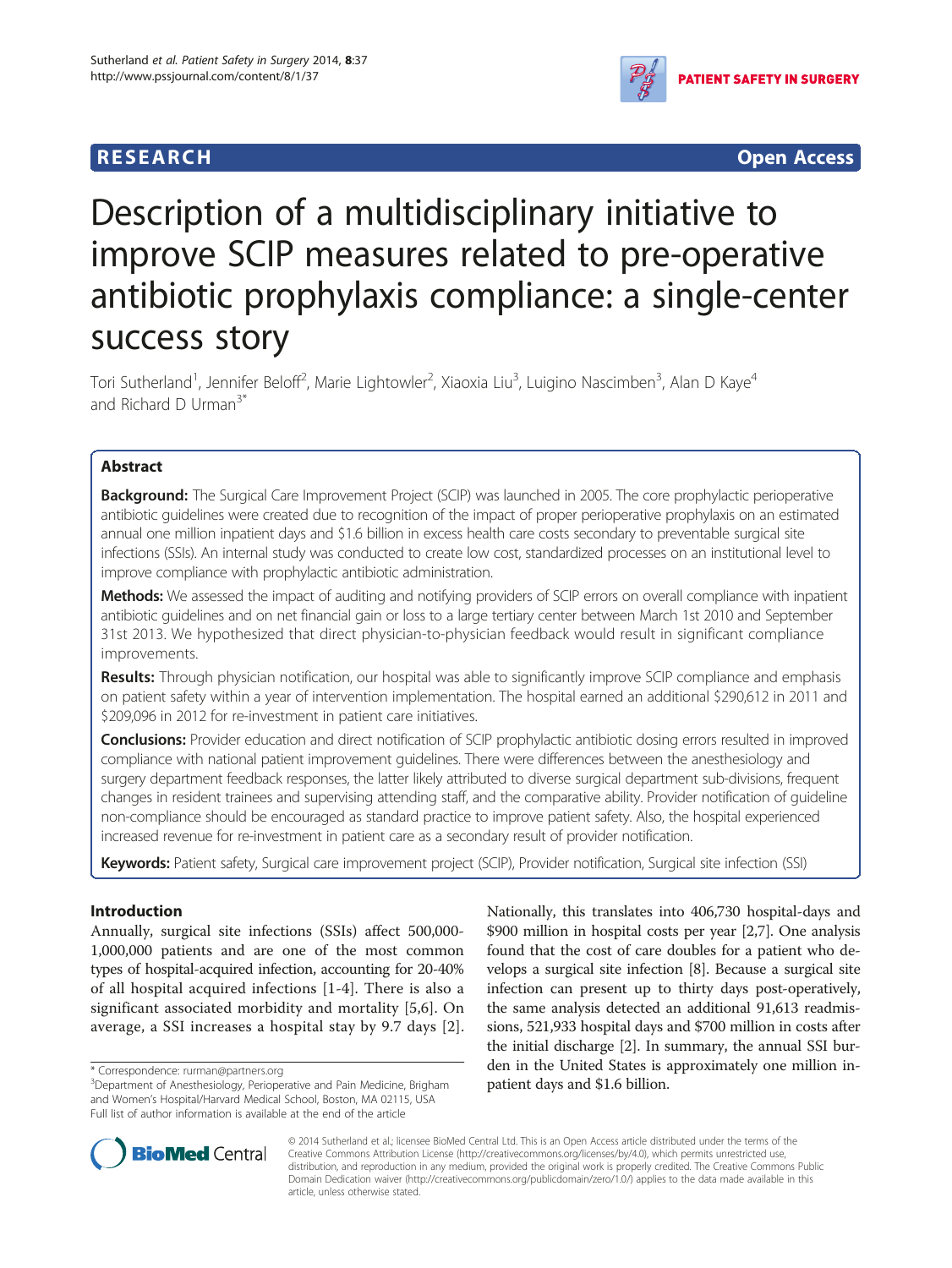**RESEARCH** **Open Access**

# Description of a multidisciplinary initiative to improve SCIP measures related to pre-operative antibiotic prophylaxis compliance: a single-center success story

Tori Sutherland[1], Jennifer Beloff[2], Marie Lightowler[2], Xiaoxia Liu[3], Luigino Nascimben[3], Alan D Kaye[4] and Richard D Urman[3*]

## Abstract

**Background:** The Surgical Care Improvement Project (SCIP) was launched in 2005. The core prophylactic perioperative antibiotic guidelines were created due to recognition of the impact of proper perioperative prophylaxis on an estimated annual one million inpatient days and $1.6 billion in excess health care costs secondary to preventable surgical site infections (SSIs). An internal study was conducted to create low cost, standardized processes on an institutional level to improve compliance with prophylactic antibiotic administration.

**Methods:** We assessed the impact of auditing and notifying providers of SCIP errors on overall compliance with inpatient antibiotic guidelines and on net financial gain or loss to a large tertiary center between March 1st 2010 and September 31st 2013. We hypothesized that direct physician-to-physician feedback would result in significant compliance improvements.

**Results:** Through physician notification, our hospital was able to significantly improve SCIP compliance and emphasis on patient safety within a year of intervention implementation. The hospital earned an additional $290,612 in 2011 and $209,096 in 2012 for re-investment in patient care initiatives.

**Conclusions:** Provider education and direct notification of SCIP prophylactic antibiotic dosing errors resulted in improved compliance with national patient improvement guidelines. There were differences between the anesthesiology and surgery department feedback responses, the latter likely attributed to diverse surgical department sub-divisions, frequent changes in resident trainees and supervising attending staff, and the comparative ability. Provider notification of guideline non-compliance should be encouraged as standard practice to improve patient safety. Also, the hospital experienced increased revenue for re-investment in patient care as a secondary result of provider notification.

**Keywords:** Patient safety, Surgical care improvement project (SCIP), Provider notification, Surgical site infection (SSI)

## Introduction

Annually, surgical site infections (SSIs) affect 500,000-1,000,000 patients and are one of the most common types of hospital-acquired infection, accounting for 20-40% of all hospital acquired infections [1-4]. There is also a significant associated morbidity and mortality [5,6]. On average, a SSI increases a hospital stay by 9.7 days [2]. Nationally, this translates into 406,730 hospital-days and $900 million in hospital costs per year [2,7]. One analysis found that the cost of care doubles for a patient who develops a surgical site infection [8]. Because a surgical site infection can present up to thirty days post-operatively, the same analysis detected an additional 91,613 readmissions, 521,933 hospital days and $700 million in costs after the initial discharge [2]. In summary, the annual SSI burden in the United States is approximately one million inpatient days and $1.6 billion.

\* Correspondence: rurman@partners.org

[3]Department of Anesthesiology, Perioperative and Pain Medicine, Brigham and Women's Hospital/Harvard Medical School, Boston, MA 02115, USA

Full list of author information is available at the end of the article

© 2014 Sutherland et al.; licensee BioMed Central Ltd. This is an Open Access article distributed under the terms of the Creative Commons Attribution License (http://creativecommons.org/licenses/by/4.0), which permits unrestricted use, distribution, and reproduction in any medium, provided the original work is properly credited. The Creative Commons Public Domain Dedication waiver (http://creativecommons.org/publicdomain/zero/1.0/) applies to the data made available in this article, unless otherwise stated.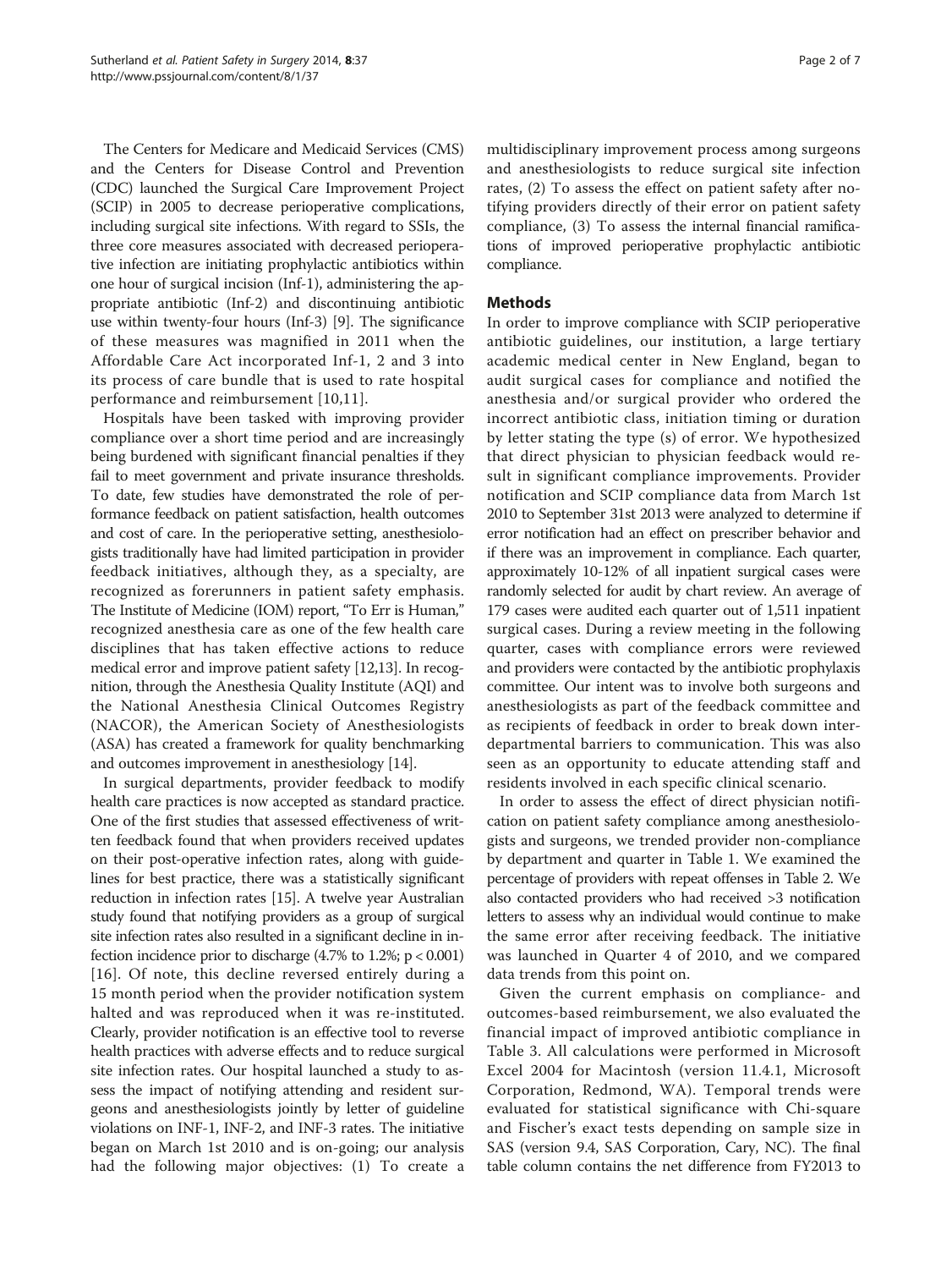The Centers for Medicare and Medicaid Services (CMS) and the Centers for Disease Control and Prevention (CDC) launched the Surgical Care Improvement Project (SCIP) in 2005 to decrease perioperative complications, including surgical site infections. With regard to SSIs, the three core measures associated with decreased perioperative infection are initiating prophylactic antibiotics within one hour of surgical incision (Inf-1), administering the appropriate antibiotic (Inf-2) and discontinuing antibiotic use within twenty-four hours (Inf-3) [9]. The significance of these measures was magnified in 2011 when the Affordable Care Act incorporated Inf-1, 2 and 3 into its process of care bundle that is used to rate hospital performance and reimbursement [10,11].

Hospitals have been tasked with improving provider compliance over a short time period and are increasingly being burdened with significant financial penalties if they fail to meet government and private insurance thresholds. To date, few studies have demonstrated the role of performance feedback on patient satisfaction, health outcomes and cost of care. In the perioperative setting, anesthesiologists traditionally have had limited participation in provider feedback initiatives, although they, as a specialty, are recognized as forerunners in patient safety emphasis. The Institute of Medicine (IOM) report, "To Err is Human," recognized anesthesia care as one of the few health care disciplines that has taken effective actions to reduce medical error and improve patient safety [12,13]. In recognition, through the Anesthesia Quality Institute (AQI) and the National Anesthesia Clinical Outcomes Registry (NACOR), the American Society of Anesthesiologists (ASA) has created a framework for quality benchmarking and outcomes improvement in anesthesiology [14].

In surgical departments, provider feedback to modify health care practices is now accepted as standard practice. One of the first studies that assessed effectiveness of written feedback found that when providers received updates on their post-operative infection rates, along with guidelines for best practice, there was a statistically significant reduction in infection rates [15]. A twelve year Australian study found that notifying providers as a group of surgical site infection rates also resulted in a significant decline in infection incidence prior to discharge (4.7% to 1.2%; $p < 0.001$) [16]. Of note, this decline reversed entirely during a 15 month period when the provider notification system halted and was reproduced when it was re-instituted. Clearly, provider notification is an effective tool to reverse health practices with adverse effects and to reduce surgical site infection rates. Our hospital launched a study to assess the impact of notifying attending and resident surgeons and anesthesiologists jointly by letter of guideline violations on INF-1, INF-2, and INF-3 rates. The initiative began on March 1st 2010 and is on-going; our analysis had the following major objectives: (1) To create a multidisciplinary improvement process among surgeons and anesthesiologists to reduce surgical site infection rates, (2) To assess the effect on patient safety after notifying providers directly of their error on patient safety compliance, (3) To assess the internal financial ramifications of improved perioperative prophylactic antibiotic compliance.

## Methods

In order to improve compliance with SCIP perioperative antibiotic guidelines, our institution, a large tertiary academic medical center in New England, began to audit surgical cases for compliance and notified the anesthesia and/or surgical provider who ordered the incorrect antibiotic class, initiation timing or duration by letter stating the type (s) of error. We hypothesized that direct physician to physician feedback would result in significant compliance improvements. Provider notification and SCIP compliance data from March 1st 2010 to September 31st 2013 were analyzed to determine if error notification had an effect on prescriber behavior and if there was an improvement in compliance. Each quarter, approximately 10-12% of all inpatient surgical cases were randomly selected for audit by chart review. An average of 179 cases were audited each quarter out of 1,511 inpatient surgical cases. During a review meeting in the following quarter, cases with compliance errors were reviewed and providers were contacted by the antibiotic prophylaxis committee. Our intent was to involve both surgeons and anesthesiologists as part of the feedback committee and as recipients of feedback in order to break down interdepartmental barriers to communication. This was also seen as an opportunity to educate attending staff and residents involved in each specific clinical scenario.

In order to assess the effect of direct physician notification on patient safety compliance among anesthesiologists and surgeons, we trended provider non-compliance by department and quarter in Table 1. We examined the percentage of providers with repeat offenses in Table 2. We also contacted providers who had received >3 notification letters to assess why an individual would continue to make the same error after receiving feedback. The initiative was launched in Quarter 4 of 2010, and we compared data trends from this point on.

Given the current emphasis on compliance- and outcomes-based reimbursement, we also evaluated the financial impact of improved antibiotic compliance in Table 3. All calculations were performed in Microsoft Excel 2004 for Macintosh (version 11.4.1, Microsoft Corporation, Redmond, WA). Temporal trends were evaluated for statistical significance with Chi-square and Fischer's exact tests depending on sample size in SAS (version 9.4, SAS Corporation, Cary, NC). The final table column contains the net difference from FY2013 to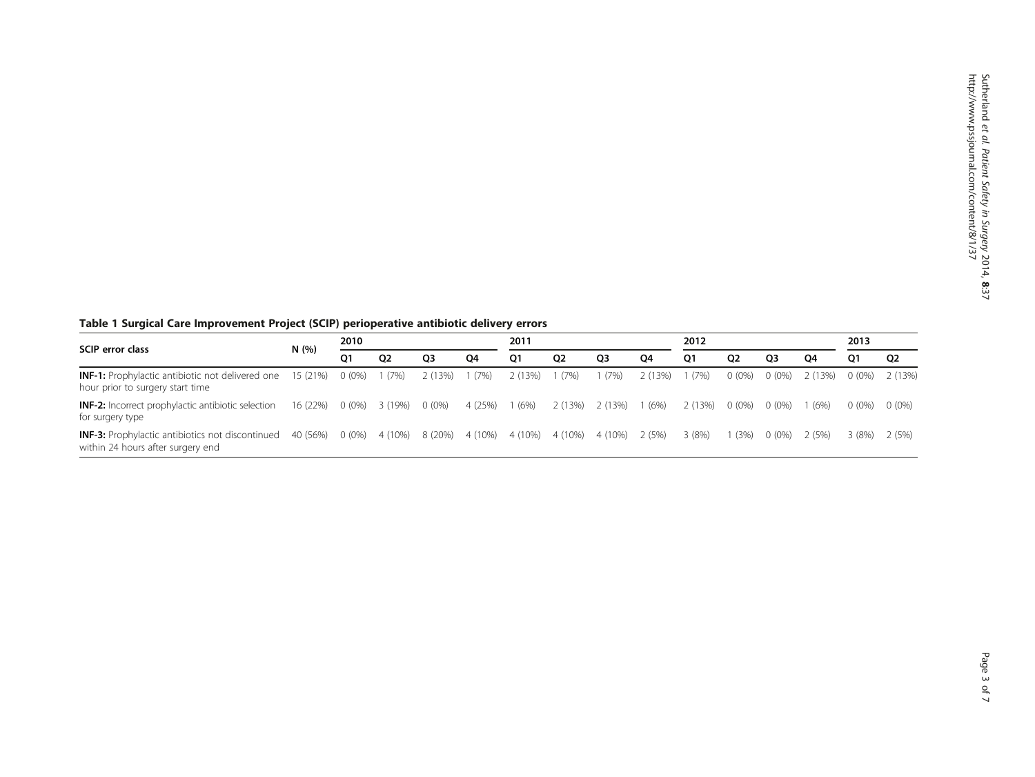**Table 1 Surgical Care Improvement Project (SCIP) perioperative antibiotic delivery errors**

| SCIP error class | N (%) | 2010 | | | | 2011 | | | | 2012 | | | | 2013 | |
|---|---|---|---|---|---|---|---|---|---|---|---|---|---|---|---|
| | | Q1 | Q2 | Q3 | Q4 | Q1 | Q2 | Q3 | Q4 | Q1 | Q2 | Q3 | Q4 | Q1 | Q2 |
| **INF-1:** Prophylactic antibiotic not delivered one hour prior to surgery start time | 15 (21%) | 0 (0%) | 1 (7%) | 2 (13%) | 1 (7%) | 2 (13%) | 1 (7%) | 1 (7%) | 2 (13%) | 1 (7%) | 0 (0%) | 0 (0%) | 2 (13%) | 0 (0%) | 2 (13%) |
| **INF-2:** Incorrect prophylactic antibiotic selection for surgery type | 16 (22%) | 0 (0%) | 3 (19%) | 0 (0%) | 4 (25%) | 1 (6%) | 2 (13%) | 2 (13%) | 1 (6%) | 2 (13%) | 0 (0%) | 0 (0%) | 1 (6%) | 0 (0%) | 0 (0%) |
| **INF-3:** Prophylactic antibiotics not discontinued within 24 hours after surgery end | 40 (56%) | 0 (0%) | 4 (10%) | 8 (20%) | 4 (10%) | 4 (10%) | 4 (10%) | 4 (10%) | 2 (5%) | 3 (8%) | 1 (3%) | 0 (0%) | 2 (5%) | 3 (8%) | 2 (5%) |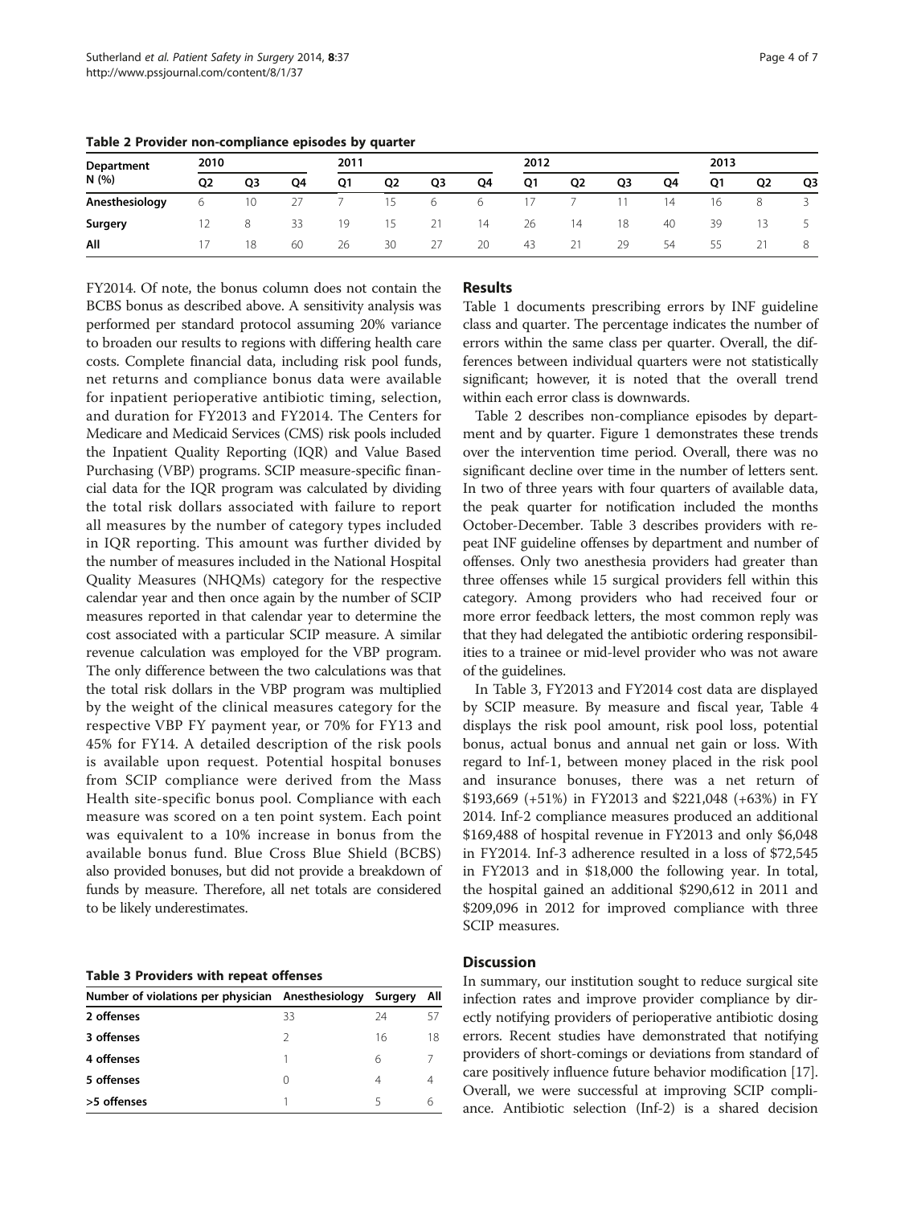**Table 2 Provider non-compliance episodes by quarter**

| Department N (%) | 2010 | | | 2011 | | | | 2012 | | | | 2013 | | |
|---|---|---|---|---|---|---|---|---|---|---|---|---|---|---|
| | Q2 | Q3 | Q4 | Q1 | Q2 | Q3 | Q4 | Q1 | Q2 | Q3 | Q4 | Q1 | Q2 | Q3 |
| **Anesthesiology** | 6 | 10 | 27 | 7 | 15 | 6 | 6 | 17 | 7 | 11 | 14 | 16 | 8 | 3 |
| **Surgery** | 12 | 8 | 33 | 19 | 15 | 21 | 14 | 26 | 14 | 18 | 40 | 39 | 13 | 5 |
| **All** | 17 | 18 | 60 | 26 | 30 | 27 | 20 | 43 | 21 | 29 | 54 | 55 | 21 | 8 |

FY2014. Of note, the bonus column does not contain the BCBS bonus as described above. A sensitivity analysis was performed per standard protocol assuming 20% variance to broaden our results to regions with differing health care costs. Complete financial data, including risk pool funds, net returns and compliance bonus data were available for inpatient perioperative antibiotic timing, selection, and duration for FY2013 and FY2014. The Centers for Medicare and Medicaid Services (CMS) risk pools included the Inpatient Quality Reporting (IQR) and Value Based Purchasing (VBP) programs. SCIP measure-specific financial data for the IQR program was calculated by dividing the total risk dollars associated with failure to report all measures by the number of category types included in IQR reporting. This amount was further divided by the number of measures included in the National Hospital Quality Measures (NHQMs) category for the respective calendar year and then once again by the number of SCIP measures reported in that calendar year to determine the cost associated with a particular SCIP measure. A similar revenue calculation was employed for the VBP program. The only difference between the two calculations was that the total risk dollars in the VBP program was multiplied by the weight of the clinical measures category for the respective VBP FY payment year, or 70% for FY13 and 45% for FY14. A detailed description of the risk pools is available upon request. Potential hospital bonuses from SCIP compliance were derived from the Mass Health site-specific bonus pool. Compliance with each measure was scored on a ten point system. Each point was equivalent to a 10% increase in bonus from the available bonus fund. Blue Cross Blue Shield (BCBS) also provided bonuses, but did not provide a breakdown of funds by measure. Therefore, all net totals are considered to be likely underestimates.

**Table 3 Providers with repeat offenses**

| Number of violations per physician | Anesthesiology | Surgery | All |
|---|---|---|---|
| **2 offenses** | 33 | 24 | 57 |
| **3 offenses** | 2 | 16 | 18 |
| **4 offenses** | 1 | 6 | 7 |
| **5 offenses** | 0 | 4 | 4 |
| **>5 offenses** | 1 | 5 | 6 |

## Results

Table 1 documents prescribing errors by INF guideline class and quarter. The percentage indicates the number of errors within the same class per quarter. Overall, the differences between individual quarters were not statistically significant; however, it is noted that the overall trend within each error class is downwards.

Table 2 describes non-compliance episodes by department and by quarter. Figure 1 demonstrates these trends over the intervention time period. Overall, there was no significant decline over time in the number of letters sent. In two of three years with four quarters of available data, the peak quarter for notification included the months October-December. Table 3 describes providers with repeat INF guideline offenses by department and number of offenses. Only two anesthesia providers had greater than three offenses while 15 surgical providers fell within this category. Among providers who had received four or more error feedback letters, the most common reply was that they had delegated the antibiotic ordering responsibilities to a trainee or mid-level provider who was not aware of the guidelines.

In Table 3, FY2013 and FY2014 cost data are displayed by SCIP measure. By measure and fiscal year, Table 4 displays the risk pool amount, risk pool loss, potential bonus, actual bonus and annual net gain or loss. With regard to Inf-1, between money placed in the risk pool and insurance bonuses, there was a net return of \$193,669 (+51%) in FY2013 and \$221,048 (+63%) in FY 2014. Inf-2 compliance measures produced an additional \$169,488 of hospital revenue in FY2013 and only \$6,048 in FY2014. Inf-3 adherence resulted in a loss of \$72,545 in FY2013 and in \$18,000 the following year. In total, the hospital gained an additional \$290,612 in 2011 and \$209,096 in 2012 for improved compliance with three SCIP measures.

## Discussion

In summary, our institution sought to reduce surgical site infection rates and improve provider compliance by directly notifying providers of perioperative antibiotic dosing errors. Recent studies have demonstrated that notifying providers of short-comings or deviations from standard of care positively influence future behavior modification [17]. Overall, we were successful at improving SCIP compliance. Antibiotic selection (Inf-2) is a shared decision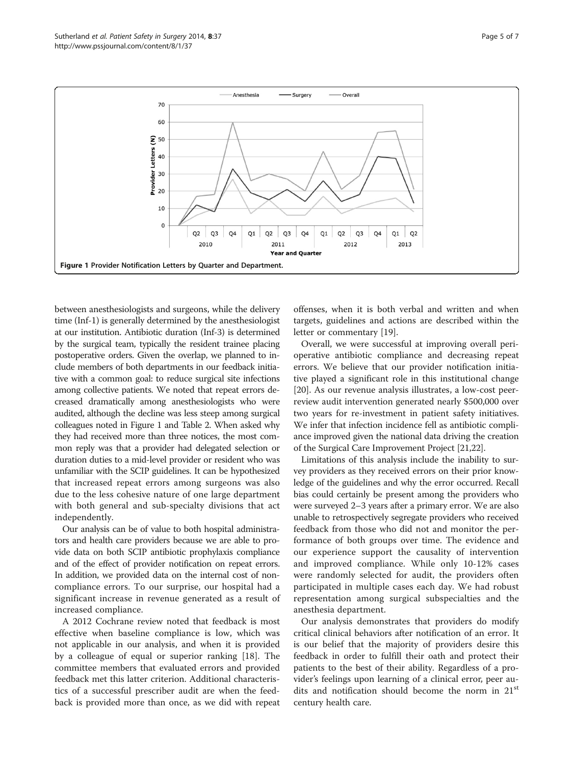Figure 1 Provider Notification Letters by Quarter and Department.

between anesthesiologists and surgeons, while the delivery time (Inf-1) is generally determined by the anesthesiologist at our institution. Antibiotic duration (Inf-3) is determined by the surgical team, typically the resident trainee placing postoperative orders. Given the overlap, we planned to include members of both departments in our feedback initiative with a common goal: to reduce surgical site infections among collective patients. We noted that repeat errors decreased dramatically among anesthesiologists who were audited, although the decline was less steep among surgical colleagues noted in Figure 1 and Table 2. When asked why they had received more than three notices, the most common reply was that a provider had delegated selection or duration duties to a mid-level provider or resident who was unfamiliar with the SCIP guidelines. It can be hypothesized that increased repeat errors among surgeons was also due to the less cohesive nature of one large department with both general and sub-specialty divisions that act independently.

Our analysis can be of value to both hospital administrators and health care providers because we are able to provide data on both SCIP antibiotic prophylaxis compliance and of the effect of provider notification on repeat errors. In addition, we provided data on the internal cost of noncompliance errors. To our surprise, our hospital had a significant increase in revenue generated as a result of increased compliance.

A 2012 Cochrane review noted that feedback is most effective when baseline compliance is low, which was not applicable in our analysis, and when it is provided by a colleague of equal or superior ranking [18]. The committee members that evaluated errors and provided feedback met this latter criterion. Additional characteristics of a successful prescriber audit are when the feedback is provided more than once, as we did with repeat offenses, when it is both verbal and written and when targets, guidelines and actions are described within the letter or commentary [19].

Overall, we were successful at improving overall perioperative antibiotic compliance and decreasing repeat errors. We believe that our provider notification initiative played a significant role in this institutional change [20]. As our revenue analysis illustrates, a low-cost peer-review audit intervention generated nearly $500,000 over two years for re-investment in patient safety initiatives. We infer that infection incidence fell as antibiotic compliance improved given the national data driving the creation of the Surgical Care Improvement Project [21,22].

Limitations of this analysis include the inability to survey providers as they received errors on their prior knowledge of the guidelines and why the error occurred. Recall bias could certainly be present among the providers who were surveyed 2–3 years after a primary error. We are also unable to retrospectively segregate providers who received feedback from those who did not and monitor the performance of both groups over time. The evidence and our experience support the causality of intervention and improved compliance. While only 10-12% cases were randomly selected for audit, the providers often participated in multiple cases each day. We had robust representation among surgical subspecialties and the anesthesia department.

Our analysis demonstrates that providers do modify critical clinical behaviors after notification of an error. It is our belief that the majority of providers desire this feedback in order to fulfill their oath and protect their patients to the best of their ability. Regardless of a provider's feelings upon learning of a clinical error, peer audits and notification should become the norm in 21st century health care.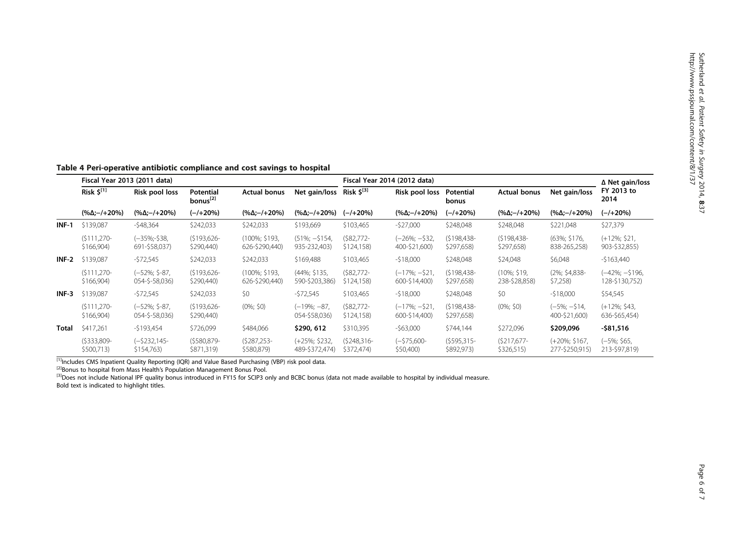**Table 4 Peri-operative antibiotic compliance and cost savings to hospital**

| | Fiscal Year 2013 (2011 data) | | | | | Fiscal Year 2014 (2012 data) | | | | | Δ Net gain/loss FY 2013 to 2014 |
|---|---|---|---|---|---|---|---|---|---|---|---|
| | Risk $[1] | Risk pool loss | Potential bonus[2] | Actual bonus | Net gain/loss | Risk $[3] | Risk pool loss | Potential bonus | Actual bonus | Net gain/loss | |
| | (%Δ;−/+20%) | (%Δ;−/+20%) | (−/+20%) | (%Δ;−/+20%) | (%Δ;−/+20%) | (−/+20%) | (%Δ;−/+20%) | (−/+20%) | (%Δ;−/+20%) | (%Δ;−/+20%) | (−/+20%) |
| **INF-1** | $139,087 | -$48,364 | $242,033 | $242,033 | $193,669 | $103,465 | -$27,000 | $248,048 | $248,048 | $221,048 | $27,379 |
| | ($111,270-$166,904) | (−35%;-$38,691-$58,037) | ($193,626-$290,440) | (100%; $193,626-$290,440) | (51%; −$154,935-232,403) | ($82,772-$124,158) | (−26%; −$32,400-$21,600) | ($198,438-$297,658) | ($198,438-$297,658) | (63%; $176,838-265,258) | (+12%; $21,903-$32,855) |
| **INF-2** | $139,087 | -$72,545 | $242,033 | $242,033 | $169,488 | $103,465 | -$18,000 | $248,048 | $24,048 | $6,048 | -$163,440 |
| | ($111,270-$166,904) | (−52%; $-87,054-$-58,036) | ($193,626-$290,440) | (100%; $193,626-$290,440) | (44%; $135,590-$203,386) | ($82,772-$124,158) | (−17%; −$21,600-$14,400) | ($198,438-$297,658) | (10%; $19,238-$28,858) | (2%; $4,838-$7,258) | (−42%; −$196,128-$130,752) |
| **INF-3** | $139,087 | -$72,545 | $242,033 | $0 | -$72,545 | $103,465 | -$18,000 | $248,048 | $0 | -$18,000 | $54,545 |
| | ($111,270-$166,904) | (−52%; $-87,054-$-58,036) | ($193,626-$290,440) | (0%; $0) | (−19%; −87,054-$58,036) | ($82,772-$124,158) | (−17%; −$21,600-$14,400) | ($198,438-$297,658) | (0%; $0) | (−5%; −$14,400-$21,600) | (+12%; $43,636-$65,454) |
| **Total** | $417,261 | -$193,454 | $726,099 | $484,066 | **$290, 612** | $310,395 | -$63,000 | $744,144 | $272,096 | **$209,096** | **-$81,516** |
| | ($333,809-$500,713) | (−$232,145-$154,763) | ($580,879-$871,319) | ($287,253-$580,879) | (+25%; $232,489-$372,474) | ($248,316-$372,474) | (−$75,600-$50,400) | ($595,315-$892,973) | ($217,677-$326,515) | (+20%; $167,277-$250,915) | (−5%; $65,213-$97,819) |

[1]Includes CMS Inpatient Quality Reporting (IQR) and Value Based Purchasing (VBP) risk pool data.
[2]Bonus to hospital from Mass Health's Population Management Bonus Pool.
[3]Does not include National IPF quality bonus introduced in FY15 for SCIP3 only and BCBC bonus (data not made available to hospital by individual measure.
Bold text is indicated to highlight titles.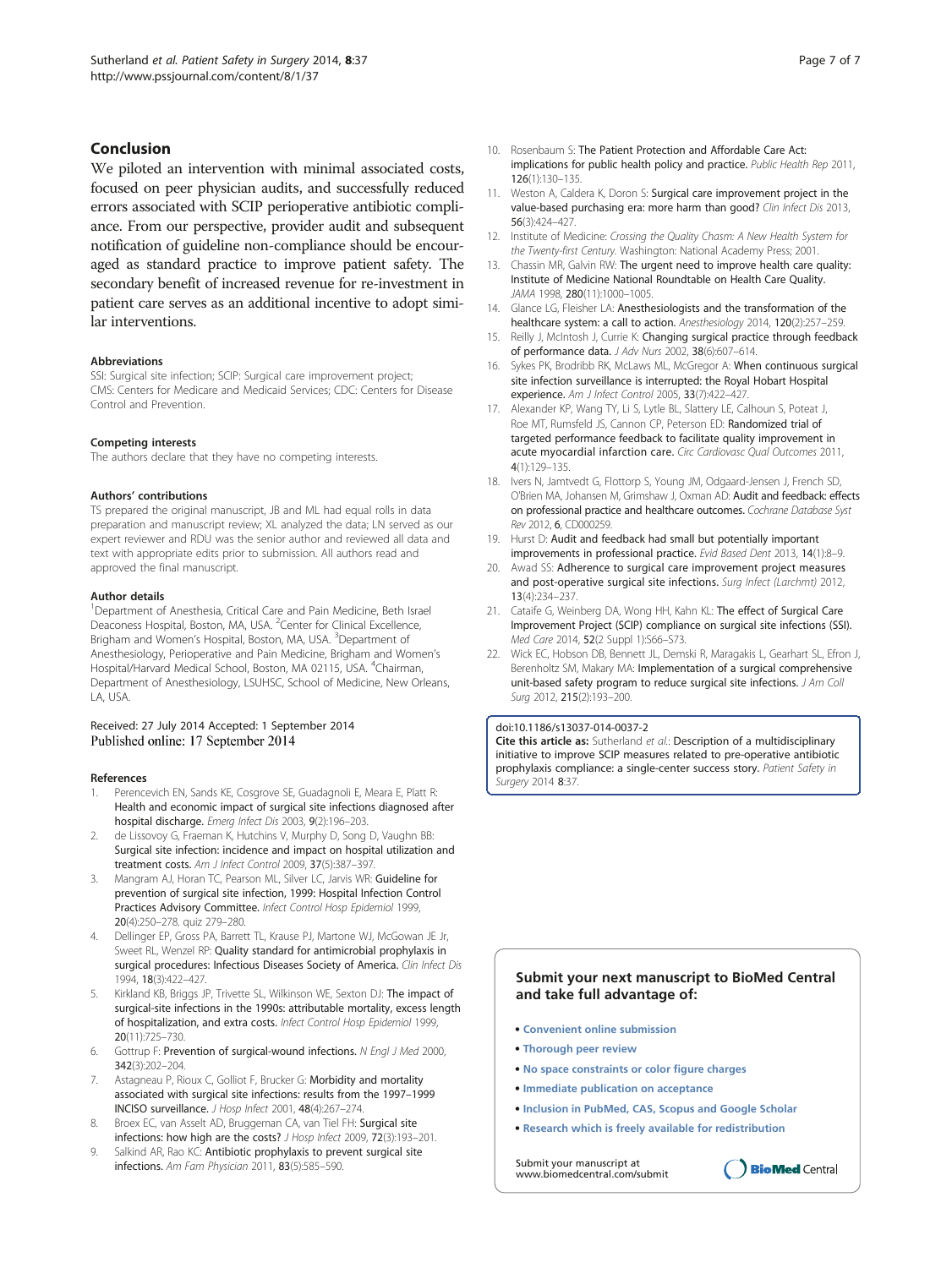## Conclusion

We piloted an intervention with minimal associated costs, focused on peer physician audits, and successfully reduced errors associated with SCIP perioperative antibiotic compliance. From our perspective, provider audit and subsequent notification of guideline non-compliance should be encouraged as standard practice to improve patient safety. The secondary benefit of increased revenue for re-investment in patient care serves as an additional incentive to adopt similar interventions.

#### Abbreviations

SSI: Surgical site infection; SCIP: Surgical care improvement project; CMS: Centers for Medicare and Medicaid Services; CDC: Centers for Disease Control and Prevention.

#### Competing interests

The authors declare that they have no competing interests.

#### Authors' contributions

TS prepared the original manuscript, JB and ML had equal rolls in data preparation and manuscript review; XL analyzed the data; LN served as our expert reviewer and RDU was the senior author and reviewed all data and text with appropriate edits prior to submission. All authors read and approved the final manuscript.

#### Author details

[1]Department of Anesthesia, Critical Care and Pain Medicine, Beth Israel Deaconess Hospital, Boston, MA, USA. [2]Center for Clinical Excellence, Brigham and Women's Hospital, Boston, MA, USA. [3]Department of Anesthesiology, Perioperative and Pain Medicine, Brigham and Women's Hospital/Harvard Medical School, Boston, MA 02115, USA. [4]Chairman, Department of Anesthesiology, LSUHSC, School of Medicine, New Orleans, LA, USA.

Received: 27 July 2014 Accepted: 1 September 2014
Published online: 17 September 2014

#### References

1. Perencevich EN, Sands KE, Cosgrove SE, Guadagnoli E, Meara E, Platt R: **Health and economic impact of surgical site infections diagnosed after hospital discharge.** *Emerg Infect Dis* 2003, **9**(2):196–203.
2. de Lissovoy G, Fraeman K, Hutchins V, Murphy D, Song D, Vaughn BB: **Surgical site infection: incidence and impact on hospital utilization and treatment costs.** *Am J Infect Control* 2009, **37**(5):387–397.
3. Mangram AJ, Horan TC, Pearson ML, Silver LC, Jarvis WR: **Guideline for prevention of surgical site infection, 1999: Hospital Infection Control Practices Advisory Committee.** *Infect Control Hosp Epidemiol* 1999, **20**(4):250–278. quiz 279–280.
4. Dellinger EP, Gross PA, Barrett TL, Krause PJ, Martone WJ, McGowan JE Jr, Sweet RL, Wenzel RP: **Quality standard for antimicrobial prophylaxis in surgical procedures: Infectious Diseases Society of America.** *Clin Infect Dis* 1994, **18**(3):422–427.
5. Kirkland KB, Briggs JP, Trivette SL, Wilkinson WE, Sexton DJ: **The impact of surgical-site infections in the 1990s: attributable mortality, excess length of hospitalization, and extra costs.** *Infect Control Hosp Epidemiol* 1999, **20**(11):725–730.
6. Gottrup F: **Prevention of surgical-wound infections.** *N Engl J Med* 2000, **342**(3):202–204.
7. Astagneau P, Rioux C, Golliot F, Brucker G: **Morbidity and mortality associated with surgical site infections: results from the 1997–1999 INCISO surveillance.** *J Hosp Infect* 2001, **48**(4):267–274.
8. Broex EC, van Asselt AD, Bruggeman CA, van Tiel FH: **Surgical site infections: how high are the costs?** *J Hosp Infect* 2009, **72**(3):193–201.
9. Salkind AR, Rao KC: **Antibiotic prophylaxis to prevent surgical site infections.** *Am Fam Physician* 2011, **83**(5):585–590.
10. Rosenbaum S: **The Patient Protection and Affordable Care Act: implications for public health policy and practice.** *Public Health Rep* 2011, **126**(1):130–135.
11. Weston A, Caldera K, Doron S: **Surgical care improvement project in the value-based purchasing era: more harm than good?** *Clin Infect Dis* 2013, **56**(3):424–427.
12. Institute of Medicine: *Crossing the Quality Chasm: A New Health System for the Twenty-first Century.* Washington: National Academy Press; 2001.
13. Chassin MR, Galvin RW: **The urgent need to improve health care quality: Institute of Medicine National Roundtable on Health Care Quality.** *JAMA* 1998, **280**(11):1000–1005.
14. Glance LG, Fleisher LA: **Anesthesiologists and the transformation of the healthcare system: a call to action.** *Anesthesiology* 2014, **120**(2):257–259.
15. Reilly J, McIntosh J, Currie K: **Changing surgical practice through feedback of performance data.** *J Adv Nurs* 2002, **38**(6):607–614.
16. Sykes PK, Brodribb RK, McLaws ML, McGregor A: **When continuous surgical site infection surveillance is interrupted: the Royal Hobart Hospital experience.** *Am J Infect Control* 2005, **33**(7):422–427.
17. Alexander KP, Wang TY, Li S, Lytle BL, Slattery LE, Calhoun S, Poteat J, Roe MT, Rumsfeld JS, Cannon CP, Peterson ED: **Randomized trial of targeted performance feedback to facilitate quality improvement in acute myocardial infarction care.** *Circ Cardiovasc Qual Outcomes* 2011, **4**(1):129–135.
18. Ivers N, Jamtvedt G, Flottorp S, Young JM, Odgaard-Jensen J, French SD, O'Brien MA, Johansen M, Grimshaw J, Oxman AD: **Audit and feedback: effects on professional practice and healthcare outcomes.** *Cochrane Database Syst Rev* 2012, **6**, CD000259.
19. Hurst D: **Audit and feedback had small but potentially important improvements in professional practice.** *Evid Based Dent* 2013, **14**(1):8–9.
20. Awad SS: **Adherence to surgical care improvement project measures and post-operative surgical site infections.** *Surg Infect (Larchmt)* 2012, **13**(4):234–237.
21. Cataife G, Weinberg DA, Wong HH, Kahn KL: **The effect of Surgical Care Improvement Project (SCIP) compliance on surgical site infections (SSI).** *Med Care* 2014, **52**(2 Suppl 1):S66–S73.
22. Wick EC, Hobson DB, Bennett JL, Demski R, Maragakis L, Gearhart SL, Efron J, Berenholtz SM, Makary MA: **Implementation of a surgical comprehensive unit-based safety program to reduce surgical site infections.** *J Am Coll Surg* 2012, **215**(2):193–200.

doi:10.1186/s13037-014-0037-2
**Cite this article as:** Sutherland *et al.*: Description of a multidisciplinary initiative to improve SCIP measures related to pre-operative antibiotic prophylaxis compliance: a single-center success story. *Patient Safety in Surgery* 2014 **8**:37.

**Submit your next manuscript to BioMed Central and take full advantage of:**

- Convenient online submission
- Thorough peer review
- No space constraints or color figure charges
- Immediate publication on acceptance
- Inclusion in PubMed, CAS, Scopus and Google Scholar
- Research which is freely available for redistribution

Submit your manuscript at www.biomedcentral.com/submit

BioMed Central